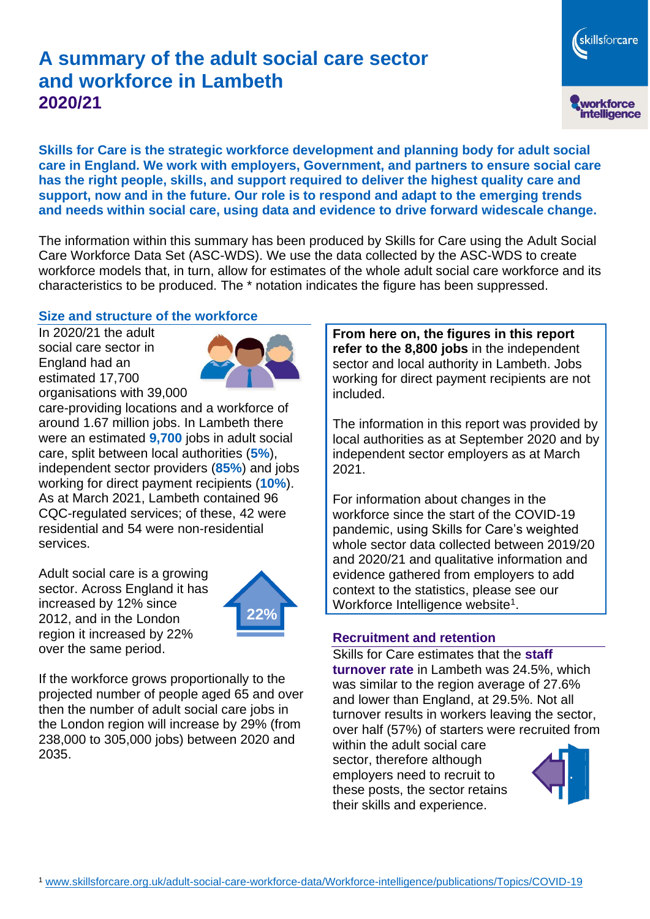# A summary of the adult social care sector and workforce in Lambeth
## 2020/21

**Skills for Care is the strategic workforce development and planning body for adult social care in England. We work with employers, Government, and partners to ensure social care has the right people, skills, and support required to deliver the highest quality care and support, now and in the future. Our role is to respond and adapt to the emerging trends and needs within social care, using data and evidence to drive forward widescale change.**

The information within this summary has been produced by Skills for Care using the Adult Social Care Workforce Data Set (ASC-WDS). We use the data collected by the ASC-WDS to create workforce models that, in turn, allow for estimates of the whole adult social care workforce and its characteristics to be produced. The * notation indicates the figure has been suppressed.

### Size and structure of the workforce

In 2020/21 the adult social care sector in England had an estimated 17,700 organisations with 39,000 care-providing locations and a workforce of around 1.67 million jobs. In Lambeth there were an estimated **9,700** jobs in adult social care, split between local authorities (**5%**), independent sector providers (**85%**) and jobs working for direct payment recipients (**10%**). As at March 2021, Lambeth contained 96 CQC-regulated services; of these, 42 were residential and 54 were non-residential services.

Adult social care is a growing sector. Across England it has increased by 12% since 2012, and in the London region it increased by 22% over the same period.

22%

If the workforce grows proportionally to the projected number of people aged 65 and over then the number of adult social care jobs in the London region will increase by 29% (from 238,000 to 305,000 jobs) between 2020 and 2035.

**From here on, the figures in this report refer to the 8,800 jobs** in the independent sector and local authority in Lambeth. Jobs working for direct payment recipients are not included.

The information in this report was provided by local authorities as at September 2020 and by independent sector employers as at March 2021.

For information about changes in the workforce since the start of the COVID-19 pandemic, using Skills for Care's weighted whole sector data collected between 2019/20 and 2020/21 and qualitative information and evidence gathered from employers to add context to the statistics, please see our Workforce Intelligence website[1].

### Recruitment and retention

Skills for Care estimates that the **staff turnover rate** in Lambeth was 24.5%, which was similar to the region average of 27.6% and lower than England, at 29.5%. Not all turnover results in workers leaving the sector, over half (57%) of starters were recruited from within the adult social care sector, therefore although employers need to recruit to these posts, the sector retains their skills and experience.

[1] www.skillsforcare.org.uk/adult-social-care-workforce-data/Workforce-intelligence/publications/Topics/COVID-19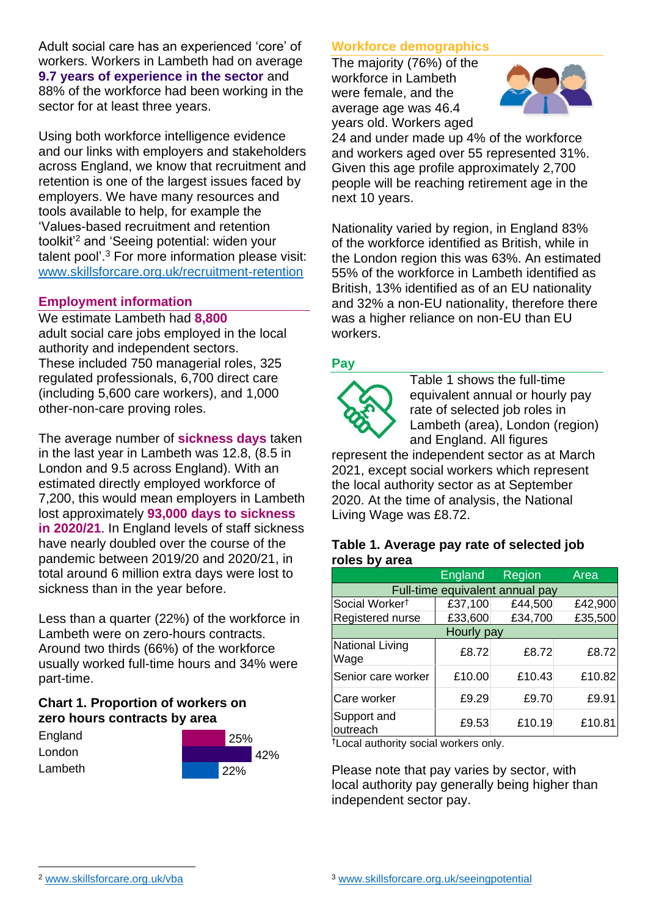Adult social care has an experienced 'core' of workers. Workers in Lambeth had on average **9.7 years of experience in the sector** and 88% of the workforce had been working in the sector for at least three years.

Using both workforce intelligence evidence and our links with employers and stakeholders across England, we know that recruitment and retention is one of the largest issues faced by employers. We have many resources and tools available to help, for example the 'Values-based recruitment and retention toolkit'[2] and 'Seeing potential: widen your talent pool'.[3] For more information please visit: www.skillsforcare.org.uk/recruitment-retention

## Employment information

We estimate Lambeth had **8,800** adult social care jobs employed in the local authority and independent sectors. These included 750 managerial roles, 325 regulated professionals, 6,700 direct care (including 5,600 care workers), and 1,000 other-non-care proving roles.

The average number of **sickness days** taken in the last year in Lambeth was 12.8, (8.5 in London and 9.5 across England). With an estimated directly employed workforce of 7,200, this would mean employers in Lambeth lost approximately **93,000 days to sickness in 2020/21**. In England levels of staff sickness have nearly doubled over the course of the pandemic between 2019/20 and 2020/21, in total around 6 million extra days were lost to sickness than in the year before.

Less than a quarter (22%) of the workforce in Lambeth were on zero-hours contracts. Around two thirds (66%) of the workforce usually worked full-time hours and 34% were part-time.

### Chart 1. Proportion of workers on zero hours contracts by area

England
London
Lambeth
25%
42%
22%

## Workforce demographics

The majority (76%) of the workforce in Lambeth were female, and the average age was 46.4 years old. Workers aged 24 and under made up 4% of the workforce and workers aged over 55 represented 31%. Given this age profile approximately 2,700 people will be reaching retirement age in the next 10 years.

Nationality varied by region, in England 83% of the workforce identified as British, while in the London region this was 63%. An estimated 55% of the workforce in Lambeth identified as British, 13% identified as of an EU nationality and 32% a non-EU nationality, therefore there was a higher reliance on non-EU than EU workers.

## Pay

Table 1 shows the full-time equivalent annual or hourly pay rate of selected job roles in Lambeth (area), London (region) and England. All figures represent the independent sector as at March 2021, except social workers which represent the local authority sector as at September 2020. At the time of analysis, the National Living Wage was £8.72.

### Table 1. Average pay rate of selected job roles by area

| | England | Region | Area |
|---|---|---|---|
| Full-time equivalent annual pay | | | |
| Social Worker† | £37,100 | £44,500 | £42,900 |
| Registered nurse | £33,600 | £34,700 | £35,500 |
| Hourly pay | | | |
| National Living Wage | £8.72 | £8.72 | £8.72 |
| Senior care worker | £10.00 | £10.43 | £10.82 |
| Care worker | £9.29 | £9.70 | £9.91 |
| Support and outreach | £9.53 | £10.19 | £10.81 |

†Local authority social workers only.

Please note that pay varies by sector, with local authority pay generally being higher than independent sector pay.

[2] www.skillsforcare.org.uk/vba

[3] www.skillsforcare.org.uk/seeingpotential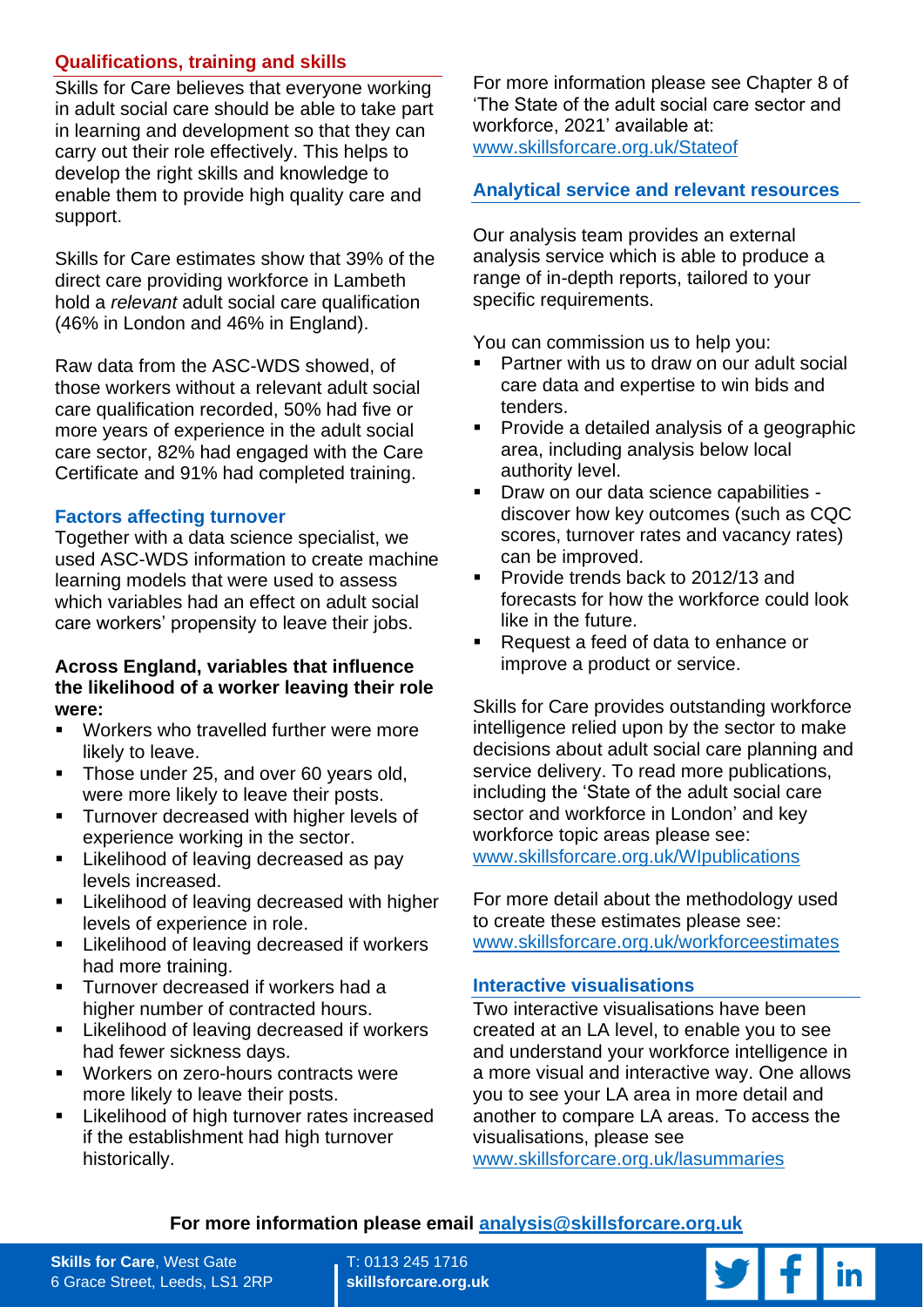## Qualifications, training and skills

Skills for Care believes that everyone working in adult social care should be able to take part in learning and development so that they can carry out their role effectively. This helps to develop the right skills and knowledge to enable them to provide high quality care and support.

Skills for Care estimates show that 39% of the direct care providing workforce in Lambeth hold a *relevant* adult social care qualification (46% in London and 46% in England).

Raw data from the ASC-WDS showed, of those workers without a relevant adult social care qualification recorded, 50% had five or more years of experience in the adult social care sector, 82% had engaged with the Care Certificate and 91% had completed training.

## Factors affecting turnover

Together with a data science specialist, we used ASC-WDS information to create machine learning models that were used to assess which variables had an effect on adult social care workers' propensity to leave their jobs.

**Across England, variables that influence the likelihood of a worker leaving their role were:**

- Workers who travelled further were more likely to leave.
- Those under 25, and over 60 years old, were more likely to leave their posts.
- Turnover decreased with higher levels of experience working in the sector.
- Likelihood of leaving decreased as pay levels increased.
- Likelihood of leaving decreased with higher levels of experience in role.
- Likelihood of leaving decreased if workers had more training.
- Turnover decreased if workers had a higher number of contracted hours.
- Likelihood of leaving decreased if workers had fewer sickness days.
- Workers on zero-hours contracts were more likely to leave their posts.
- Likelihood of high turnover rates increased if the establishment had high turnover historically.

For more information please see Chapter 8 of 'The State of the adult social care sector and workforce, 2021' available at: www.skillsforcare.org.uk/Stateof

## Analytical service and relevant resources

Our analysis team provides an external analysis service which is able to produce a range of in-depth reports, tailored to your specific requirements.

You can commission us to help you:

- Partner with us to draw on our adult social care data and expertise to win bids and tenders.
- Provide a detailed analysis of a geographic area, including analysis below local authority level.
- Draw on our data science capabilities - discover how key outcomes (such as CQC scores, turnover rates and vacancy rates) can be improved.
- Provide trends back to 2012/13 and forecasts for how the workforce could look like in the future.
- Request a feed of data to enhance or improve a product or service.

Skills for Care provides outstanding workforce intelligence relied upon by the sector to make decisions about adult social care planning and service delivery. To read more publications, including the 'State of the adult social care sector and workforce in London' and key workforce topic areas please see: www.skillsforcare.org.uk/WIpublications

For more detail about the methodology used to create these estimates please see: www.skillsforcare.org.uk/workforceestimates

## Interactive visualisations

Two interactive visualisations have been created at an LA level, to enable you to see and understand your workforce intelligence in a more visual and interactive way. One allows you to see your LA area in more detail and another to compare LA areas. To access the visualisations, please see www.skillsforcare.org.uk/lasummaries

**For more information please email analysis@skillsforcare.org.uk**

**Skills for Care**, West Gate
6 Grace Street, Leeds, LS1 2RP

T: 0113 245 1716
**skillsforcare.org.uk**